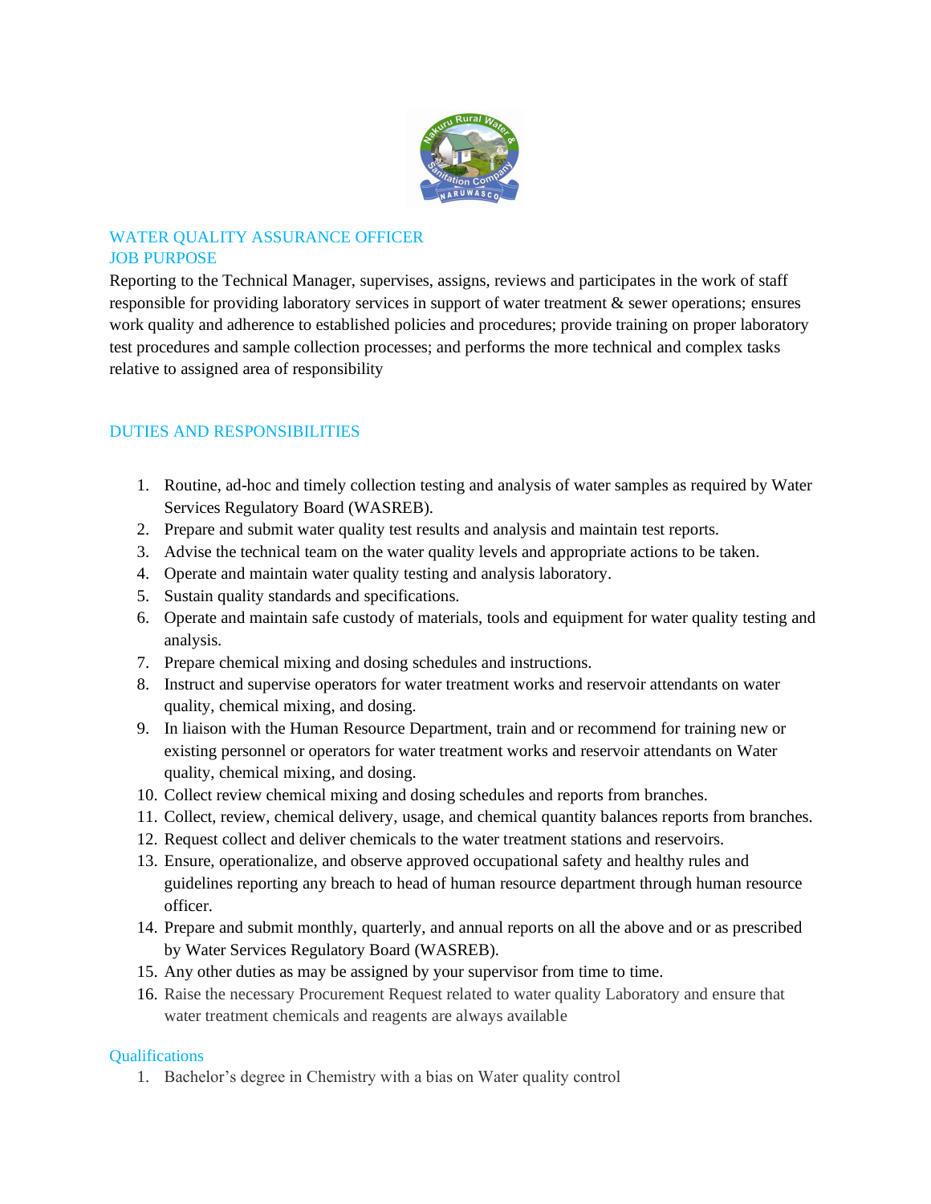## WATER QUALITY ASSURANCE OFFICER

## JOB PURPOSE

Reporting to the Technical Manager, supervises, assigns, reviews and participates in the work of staff responsible for providing laboratory services in support of water treatment & sewer operations; ensures work quality and adherence to established policies and procedures; provide training on proper laboratory test procedures and sample collection processes; and performs the more technical and complex tasks relative to assigned area of responsibility

## DUTIES AND RESPONSIBILITIES

1. Routine, ad-hoc and timely collection testing and analysis of water samples as required by Water Services Regulatory Board (WASREB).
2. Prepare and submit water quality test results and analysis and maintain test reports.
3. Advise the technical team on the water quality levels and appropriate actions to be taken.
4. Operate and maintain water quality testing and analysis laboratory.
5. Sustain quality standards and specifications.
6. Operate and maintain safe custody of materials, tools and equipment for water quality testing and analysis.
7. Prepare chemical mixing and dosing schedules and instructions.
8. Instruct and supervise operators for water treatment works and reservoir attendants on water quality, chemical mixing, and dosing.
9. In liaison with the Human Resource Department, train and or recommend for training new or existing personnel or operators for water treatment works and reservoir attendants on Water quality, chemical mixing, and dosing.
10. Collect review chemical mixing and dosing schedules and reports from branches.
11. Collect, review, chemical delivery, usage, and chemical quantity balances reports from branches.
12. Request collect and deliver chemicals to the water treatment stations and reservoirs.
13. Ensure, operationalize, and observe approved occupational safety and healthy rules and guidelines reporting any breach to head of human resource department through human resource officer.
14. Prepare and submit monthly, quarterly, and annual reports on all the above and or as prescribed by Water Services Regulatory Board (WASREB).
15. Any other duties as may be assigned by your supervisor from time to time.
16. Raise the necessary Procurement Request related to water quality Laboratory and ensure that water treatment chemicals and reagents are always available

## Qualifications

1. Bachelor's degree in Chemistry with a bias on Water quality control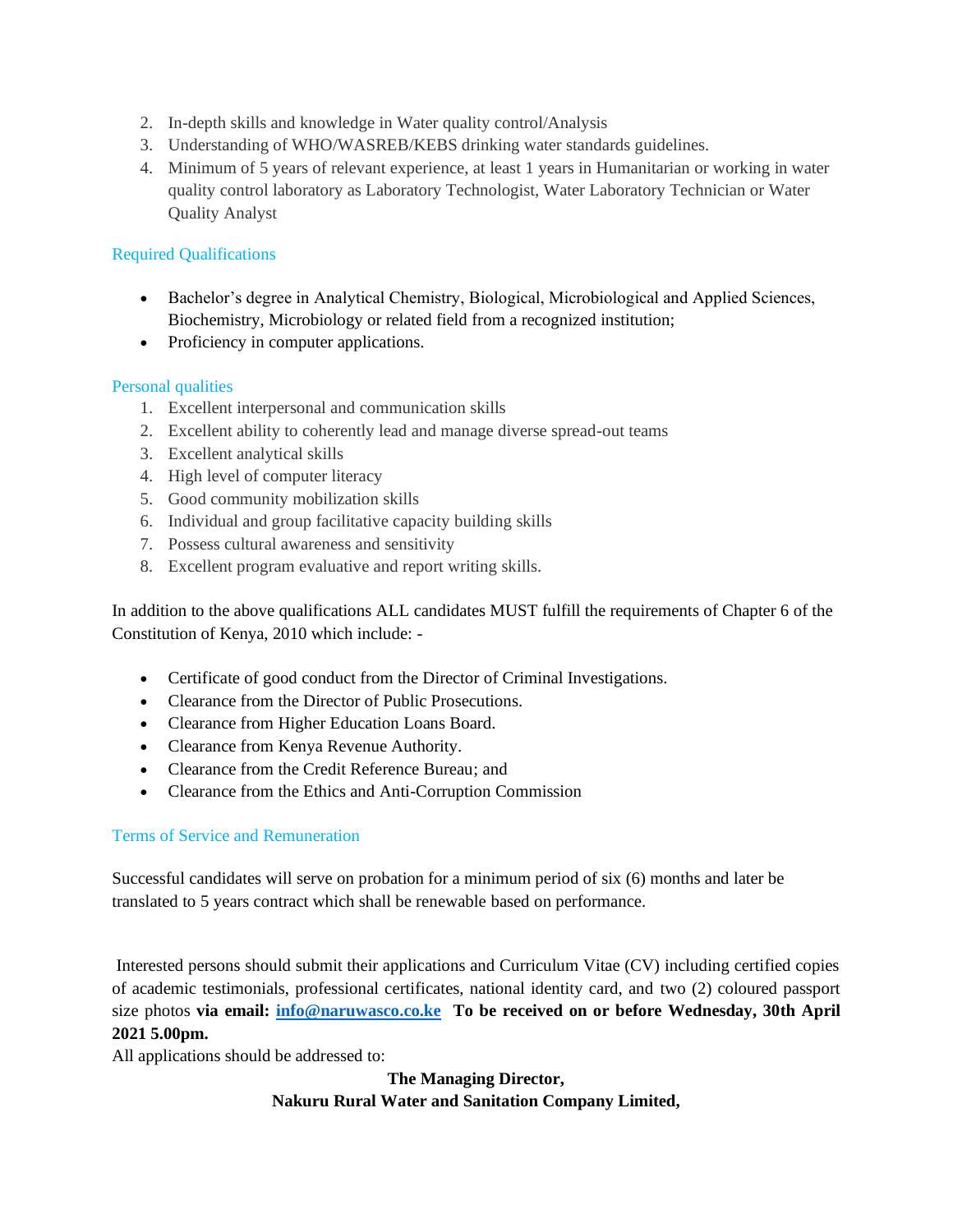2. In-depth skills and knowledge in Water quality control/Analysis
3. Understanding of WHO/WASREB/KEBS drinking water standards guidelines.
4. Minimum of 5 years of relevant experience, at least 1 years in Humanitarian or working in water quality control laboratory as Laboratory Technologist, Water Laboratory Technician or Water Quality Analyst

### Required Qualifications

- Bachelor's degree in Analytical Chemistry, Biological, Microbiological and Applied Sciences, Biochemistry, Microbiology or related field from a recognized institution;
- Proficiency in computer applications.

### Personal qualities

1. Excellent interpersonal and communication skills
2. Excellent ability to coherently lead and manage diverse spread-out teams
3. Excellent analytical skills
4. High level of computer literacy
5. Good community mobilization skills
6. Individual and group facilitative capacity building skills
7. Possess cultural awareness and sensitivity
8. Excellent program evaluative and report writing skills.

In addition to the above qualifications ALL candidates MUST fulfill the requirements of Chapter 6 of the Constitution of Kenya, 2010 which include: -

- Certificate of good conduct from the Director of Criminal Investigations.
- Clearance from the Director of Public Prosecutions.
- Clearance from Higher Education Loans Board.
- Clearance from Kenya Revenue Authority.
- Clearance from the Credit Reference Bureau; and
- Clearance from the Ethics and Anti-Corruption Commission

### Terms of Service and Remuneration

Successful candidates will serve on probation for a minimum period of six (6) months and later be translated to 5 years contract which shall be renewable based on performance.

Interested persons should submit their applications and Curriculum Vitae (CV) including certified copies of academic testimonials, professional certificates, national identity card, and two (2) coloured passport size photos **via email: info@naruwasco.co.ke To be received on or before Wednesday, 30th April 2021 5.00pm.**

All applications should be addressed to:

**The Managing Director,**
**Nakuru Rural Water and Sanitation Company Limited,**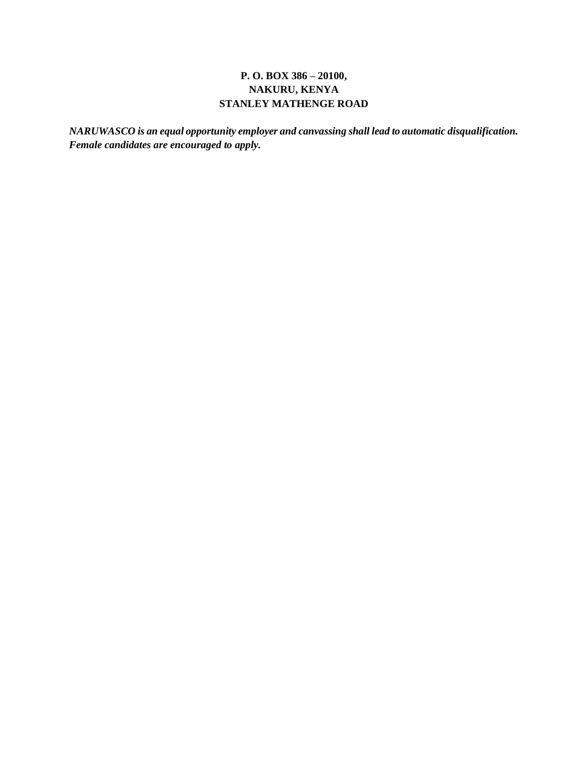**P. O. BOX 386 – 20100,**
**NAKURU, KENYA**
**STANLEY MATHENGE ROAD**

***NARUWASCO is an equal opportunity employer and canvassing shall lead to automatic disqualification. Female candidates are encouraged to apply.***